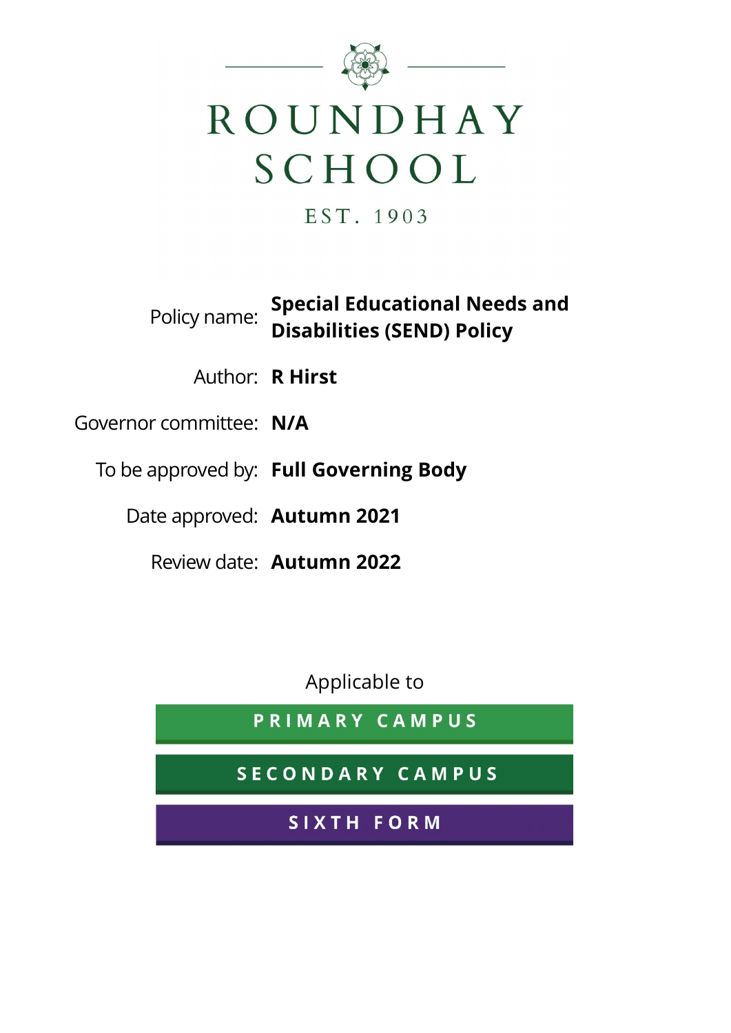# ROUNDHAY SCHOOL

EST. 1903

| | |
|---|---|
| Policy name: | **Special Educational Needs and Disabilities (SEND) Policy** |
| Author: | **R Hirst** |
| Governor committee: | **N/A** |
| To be approved by: | **Full Governing Body** |
| Date approved: | **Autumn 2021** |
| Review date: | **Autumn 2022** |

Applicable to

PRIMARY CAMPUS

SECONDARY CAMPUS

SIXTH FORM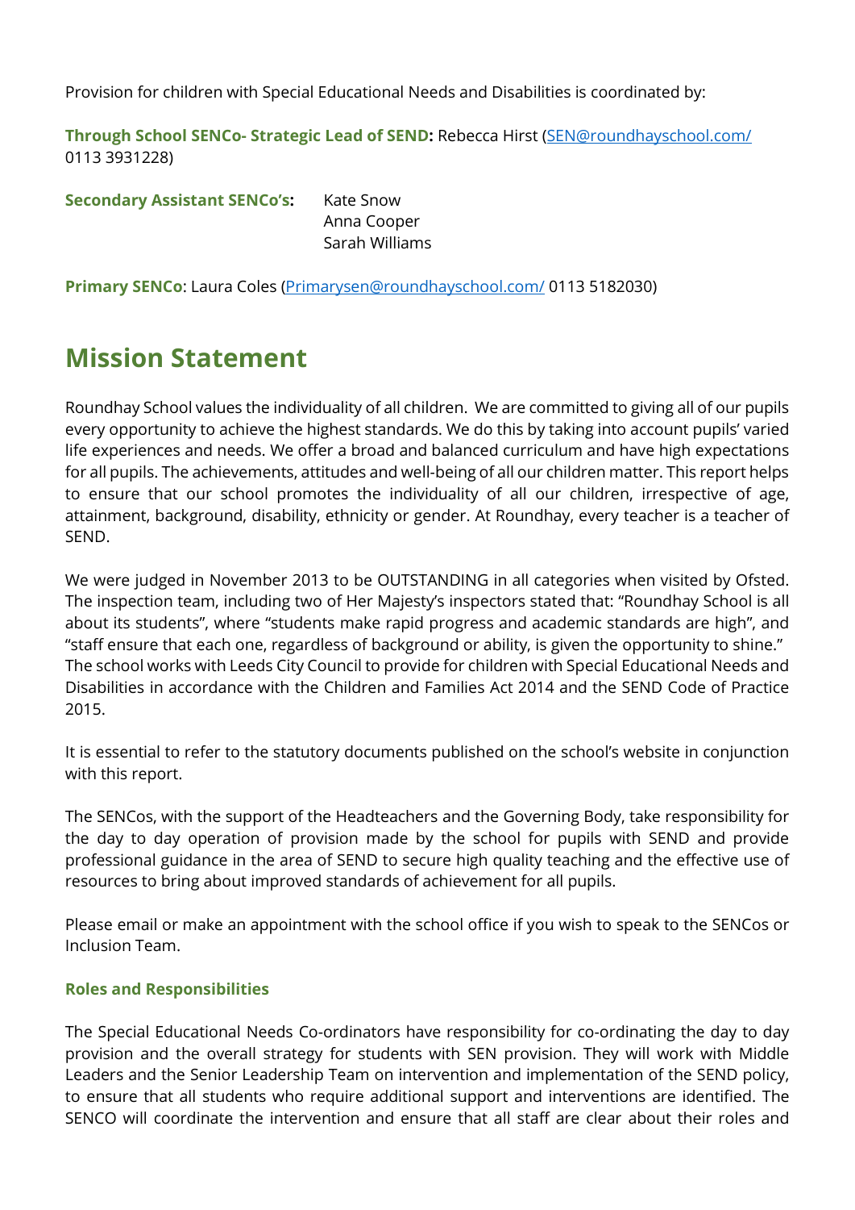Provision for children with Special Educational Needs and Disabilities is coordinated by:

**Through School SENCo- Strategic Lead of SEND:** Rebecca Hirst (SEN@roundhayschool.com/ 0113 3931228)

**Secondary Assistant SENCo's:** Kate Snow
Anna Cooper
Sarah Williams

**Primary SENCo**: Laura Coles (Primarysen@roundhayschool.com/ 0113 5182030)

# Mission Statement

Roundhay School values the individuality of all children. We are committed to giving all of our pupils every opportunity to achieve the highest standards. We do this by taking into account pupils' varied life experiences and needs. We offer a broad and balanced curriculum and have high expectations for all pupils. The achievements, attitudes and well-being of all our children matter. This report helps to ensure that our school promotes the individuality of all our children, irrespective of age, attainment, background, disability, ethnicity or gender. At Roundhay, every teacher is a teacher of SEND.

We were judged in November 2013 to be OUTSTANDING in all categories when visited by Ofsted. The inspection team, including two of Her Majesty's inspectors stated that: "Roundhay School is all about its students", where "students make rapid progress and academic standards are high", and "staff ensure that each one, regardless of background or ability, is given the opportunity to shine." The school works with Leeds City Council to provide for children with Special Educational Needs and Disabilities in accordance with the Children and Families Act 2014 and the SEND Code of Practice 2015.

It is essential to refer to the statutory documents published on the school's website in conjunction with this report.

The SENCos, with the support of the Headteachers and the Governing Body, take responsibility for the day to day operation of provision made by the school for pupils with SEND and provide professional guidance in the area of SEND to secure high quality teaching and the effective use of resources to bring about improved standards of achievement for all pupils.

Please email or make an appointment with the school office if you wish to speak to the SENCos or Inclusion Team.

### Roles and Responsibilities

The Special Educational Needs Co-ordinators have responsibility for co-ordinating the day to day provision and the overall strategy for students with SEN provision. They will work with Middle Leaders and the Senior Leadership Team on intervention and implementation of the SEND policy, to ensure that all students who require additional support and interventions are identified. The SENCO will coordinate the intervention and ensure that all staff are clear about their roles and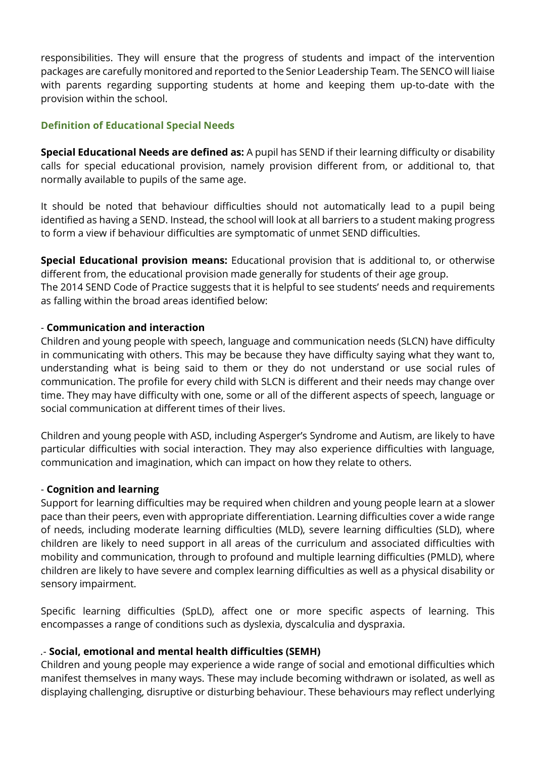responsibilities. They will ensure that the progress of students and impact of the intervention packages are carefully monitored and reported to the Senior Leadership Team. The SENCO will liaise with parents regarding supporting students at home and keeping them up-to-date with the provision within the school.

### Definition of Educational Special Needs

**Special Educational Needs are defined as:** A pupil has SEND if their learning difficulty or disability calls for special educational provision, namely provision different from, or additional to, that normally available to pupils of the same age.

It should be noted that behaviour difficulties should not automatically lead to a pupil being identified as having a SEND. Instead, the school will look at all barriers to a student making progress to form a view if behaviour difficulties are symptomatic of unmet SEND difficulties.

**Special Educational provision means:** Educational provision that is additional to, or otherwise different from, the educational provision made generally for students of their age group.
The 2014 SEND Code of Practice suggests that it is helpful to see students' needs and requirements as falling within the broad areas identified below:

- **Communication and interaction**

Children and young people with speech, language and communication needs (SLCN) have difficulty in communicating with others. This may be because they have difficulty saying what they want to, understanding what is being said to them or they do not understand or use social rules of communication. The profile for every child with SLCN is different and their needs may change over time. They may have difficulty with one, some or all of the different aspects of speech, language or social communication at different times of their lives.

Children and young people with ASD, including Asperger's Syndrome and Autism, are likely to have particular difficulties with social interaction. They may also experience difficulties with language, communication and imagination, which can impact on how they relate to others.

- **Cognition and learning**

Support for learning difficulties may be required when children and young people learn at a slower pace than their peers, even with appropriate differentiation. Learning difficulties cover a wide range of needs, including moderate learning difficulties (MLD), severe learning difficulties (SLD), where children are likely to need support in all areas of the curriculum and associated difficulties with mobility and communication, through to profound and multiple learning difficulties (PMLD), where children are likely to have severe and complex learning difficulties as well as a physical disability or sensory impairment.

Specific learning difficulties (SpLD), affect one or more specific aspects of learning. This encompasses a range of conditions such as dyslexia, dyscalculia and dyspraxia.

.- **Social, emotional and mental health difficulties (SEMH)**

Children and young people may experience a wide range of social and emotional difficulties which manifest themselves in many ways. These may include becoming withdrawn or isolated, as well as displaying challenging, disruptive or disturbing behaviour. These behaviours may reflect underlying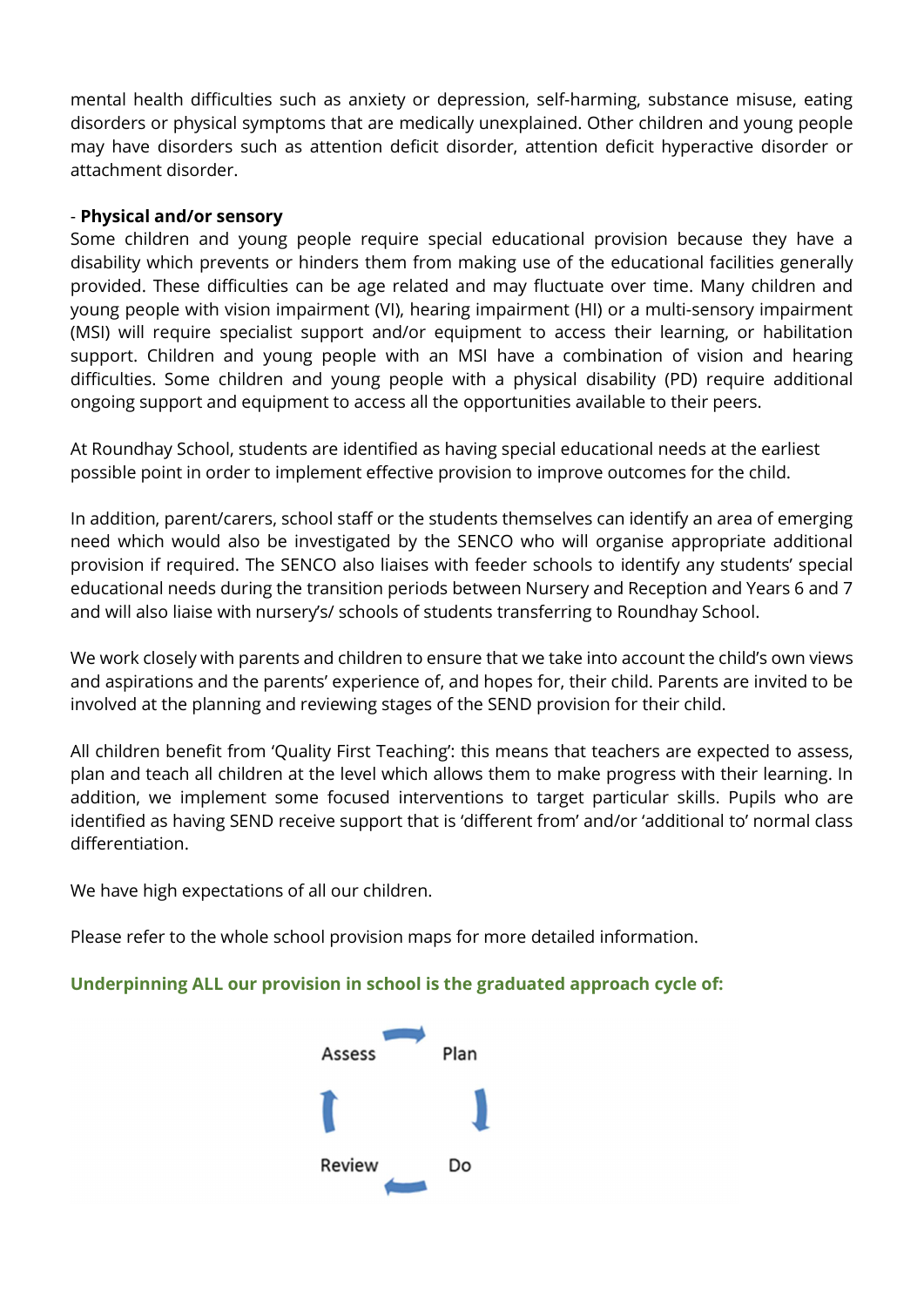mental health difficulties such as anxiety or depression, self-harming, substance misuse, eating disorders or physical symptoms that are medically unexplained. Other children and young people may have disorders such as attention deficit disorder, attention deficit hyperactive disorder or attachment disorder.

- **Physical and/or sensory**

Some children and young people require special educational provision because they have a disability which prevents or hinders them from making use of the educational facilities generally provided. These difficulties can be age related and may fluctuate over time. Many children and young people with vision impairment (VI), hearing impairment (HI) or a multi-sensory impairment (MSI) will require specialist support and/or equipment to access their learning, or habilitation support. Children and young people with an MSI have a combination of vision and hearing difficulties. Some children and young people with a physical disability (PD) require additional ongoing support and equipment to access all the opportunities available to their peers.

At Roundhay School, students are identified as having special educational needs at the earliest possible point in order to implement effective provision to improve outcomes for the child.

In addition, parent/carers, school staff or the students themselves can identify an area of emerging need which would also be investigated by the SENCO who will organise appropriate additional provision if required. The SENCO also liaises with feeder schools to identify any students' special educational needs during the transition periods between Nursery and Reception and Years 6 and 7 and will also liaise with nursery's/ schools of students transferring to Roundhay School.

We work closely with parents and children to ensure that we take into account the child's own views and aspirations and the parents' experience of, and hopes for, their child. Parents are invited to be involved at the planning and reviewing stages of the SEND provision for their child.

All children benefit from 'Quality First Teaching': this means that teachers are expected to assess, plan and teach all children at the level which allows them to make progress with their learning. In addition, we implement some focused interventions to target particular skills. Pupils who are identified as having SEND receive support that is 'different from' and/or 'additional to' normal class differentiation.

We have high expectations of all our children.

Please refer to the whole school provision maps for more detailed information.

**Underpinning ALL our provision in school is the graduated approach cycle of:**

Assess → Plan → Do → Review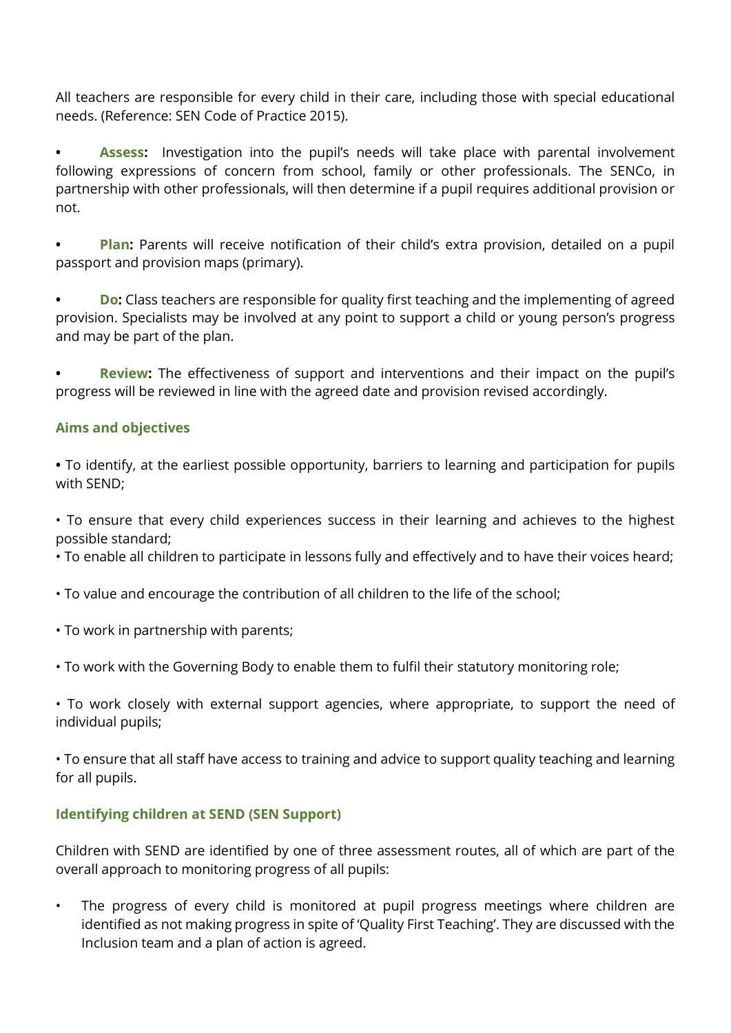All teachers are responsible for every child in their care, including those with special educational needs. (Reference: SEN Code of Practice 2015).

- **Assess:** Investigation into the pupil's needs will take place with parental involvement following expressions of concern from school, family or other professionals. The SENCo, in partnership with other professionals, will then determine if a pupil requires additional provision or not.

- **Plan:** Parents will receive notification of their child's extra provision, detailed on a pupil passport and provision maps (primary).

- **Do:** Class teachers are responsible for quality first teaching and the implementing of agreed provision. Specialists may be involved at any point to support a child or young person's progress and may be part of the plan.

- **Review:** The effectiveness of support and interventions and their impact on the pupil's progress will be reviewed in line with the agreed date and provision revised accordingly.

### Aims and objectives

- To identify, at the earliest possible opportunity, barriers to learning and participation for pupils with SEND;
- To ensure that every child experiences success in their learning and achieves to the highest possible standard;
- To enable all children to participate in lessons fully and effectively and to have their voices heard;
- To value and encourage the contribution of all children to the life of the school;
- To work in partnership with parents;
- To work with the Governing Body to enable them to fulfil their statutory monitoring role;
- To work closely with external support agencies, where appropriate, to support the need of individual pupils;
- To ensure that all staff have access to training and advice to support quality teaching and learning for all pupils.

### Identifying children at SEND (SEN Support)

Children with SEND are identified by one of three assessment routes, all of which are part of the overall approach to monitoring progress of all pupils:

- The progress of every child is monitored at pupil progress meetings where children are identified as not making progress in spite of 'Quality First Teaching'. They are discussed with the Inclusion team and a plan of action is agreed.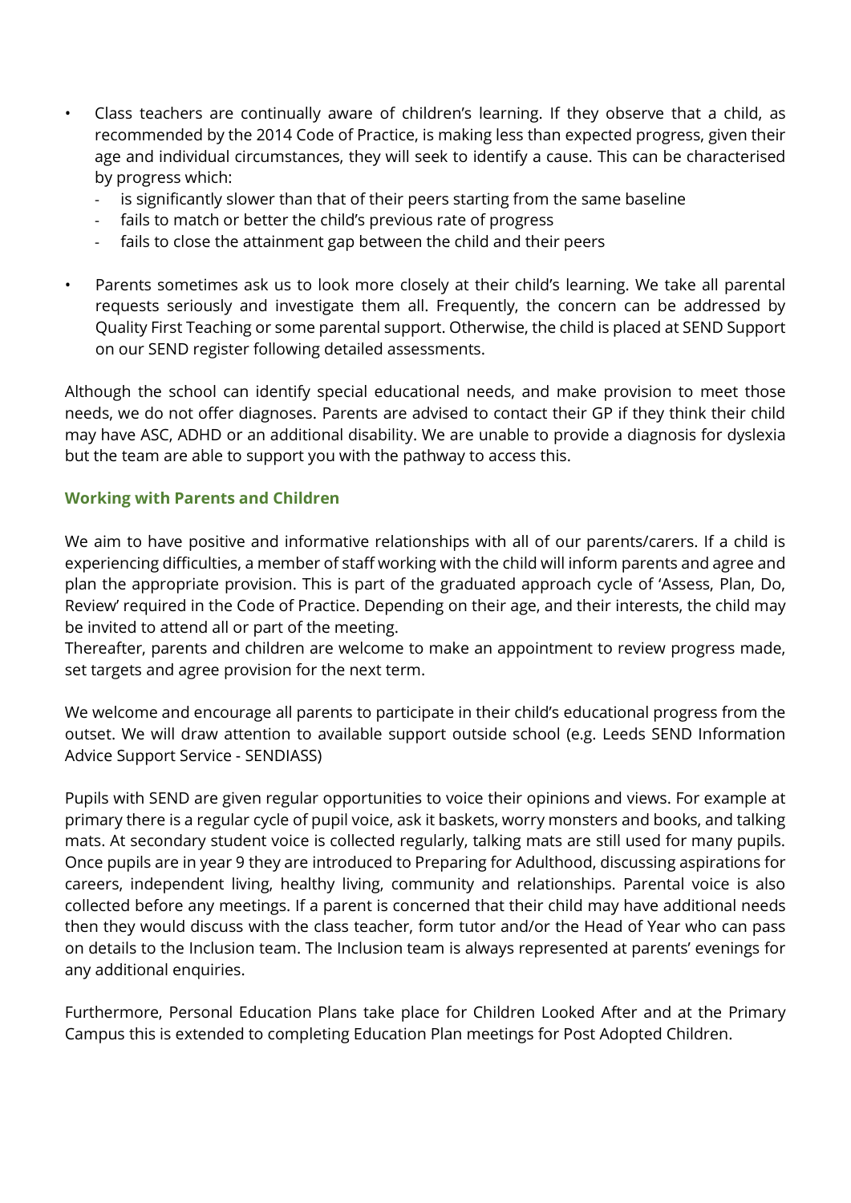- Class teachers are continually aware of children's learning. If they observe that a child, as recommended by the 2014 Code of Practice, is making less than expected progress, given their age and individual circumstances, they will seek to identify a cause. This can be characterised by progress which:
  - is significantly slower than that of their peers starting from the same baseline
  - fails to match or better the child's previous rate of progress
  - fails to close the attainment gap between the child and their peers
- Parents sometimes ask us to look more closely at their child's learning. We take all parental requests seriously and investigate them all. Frequently, the concern can be addressed by Quality First Teaching or some parental support. Otherwise, the child is placed at SEND Support on our SEND register following detailed assessments.

Although the school can identify special educational needs, and make provision to meet those needs, we do not offer diagnoses. Parents are advised to contact their GP if they think their child may have ASC, ADHD or an additional disability. We are unable to provide a diagnosis for dyslexia but the team are able to support you with the pathway to access this.

### Working with Parents and Children

We aim to have positive and informative relationships with all of our parents/carers. If a child is experiencing difficulties, a member of staff working with the child will inform parents and agree and plan the appropriate provision. This is part of the graduated approach cycle of 'Assess, Plan, Do, Review' required in the Code of Practice. Depending on their age, and their interests, the child may be invited to attend all or part of the meeting.
Thereafter, parents and children are welcome to make an appointment to review progress made, set targets and agree provision for the next term.

We welcome and encourage all parents to participate in their child's educational progress from the outset. We will draw attention to available support outside school (e.g. Leeds SEND Information Advice Support Service - SENDIASS)

Pupils with SEND are given regular opportunities to voice their opinions and views. For example at primary there is a regular cycle of pupil voice, ask it baskets, worry monsters and books, and talking mats. At secondary student voice is collected regularly, talking mats are still used for many pupils. Once pupils are in year 9 they are introduced to Preparing for Adulthood, discussing aspirations for careers, independent living, healthy living, community and relationships. Parental voice is also collected before any meetings. If a parent is concerned that their child may have additional needs then they would discuss with the class teacher, form tutor and/or the Head of Year who can pass on details to the Inclusion team. The Inclusion team is always represented at parents' evenings for any additional enquiries.

Furthermore, Personal Education Plans take place for Children Looked After and at the Primary Campus this is extended to completing Education Plan meetings for Post Adopted Children.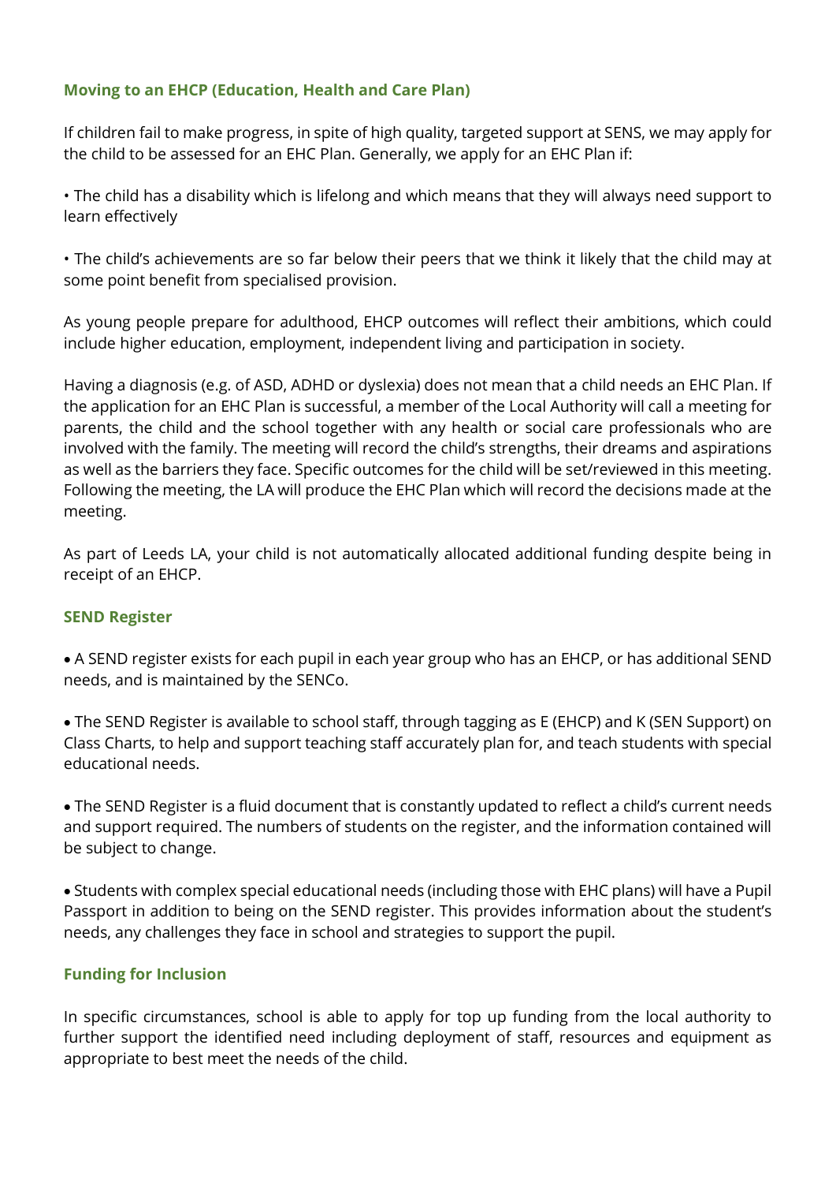## Moving to an EHCP (Education, Health and Care Plan)

If children fail to make progress, in spite of high quality, targeted support at SENS, we may apply for the child to be assessed for an EHC Plan. Generally, we apply for an EHC Plan if:

- The child has a disability which is lifelong and which means that they will always need support to learn effectively
- The child's achievements are so far below their peers that we think it likely that the child may at some point benefit from specialised provision.

As young people prepare for adulthood, EHCP outcomes will reflect their ambitions, which could include higher education, employment, independent living and participation in society.

Having a diagnosis (e.g. of ASD, ADHD or dyslexia) does not mean that a child needs an EHC Plan. If the application for an EHC Plan is successful, a member of the Local Authority will call a meeting for parents, the child and the school together with any health or social care professionals who are involved with the family. The meeting will record the child's strengths, their dreams and aspirations as well as the barriers they face. Specific outcomes for the child will be set/reviewed in this meeting. Following the meeting, the LA will produce the EHC Plan which will record the decisions made at the meeting.

As part of Leeds LA, your child is not automatically allocated additional funding despite being in receipt of an EHCP.

## SEND Register

- A SEND register exists for each pupil in each year group who has an EHCP, or has additional SEND needs, and is maintained by the SENCo.
- The SEND Register is available to school staff, through tagging as E (EHCP) and K (SEN Support) on Class Charts, to help and support teaching staff accurately plan for, and teach students with special educational needs.
- The SEND Register is a fluid document that is constantly updated to reflect a child's current needs and support required. The numbers of students on the register, and the information contained will be subject to change.
- Students with complex special educational needs (including those with EHC plans) will have a Pupil Passport in addition to being on the SEND register. This provides information about the student's needs, any challenges they face in school and strategies to support the pupil.

## Funding for Inclusion

In specific circumstances, school is able to apply for top up funding from the local authority to further support the identified need including deployment of staff, resources and equipment as appropriate to best meet the needs of the child.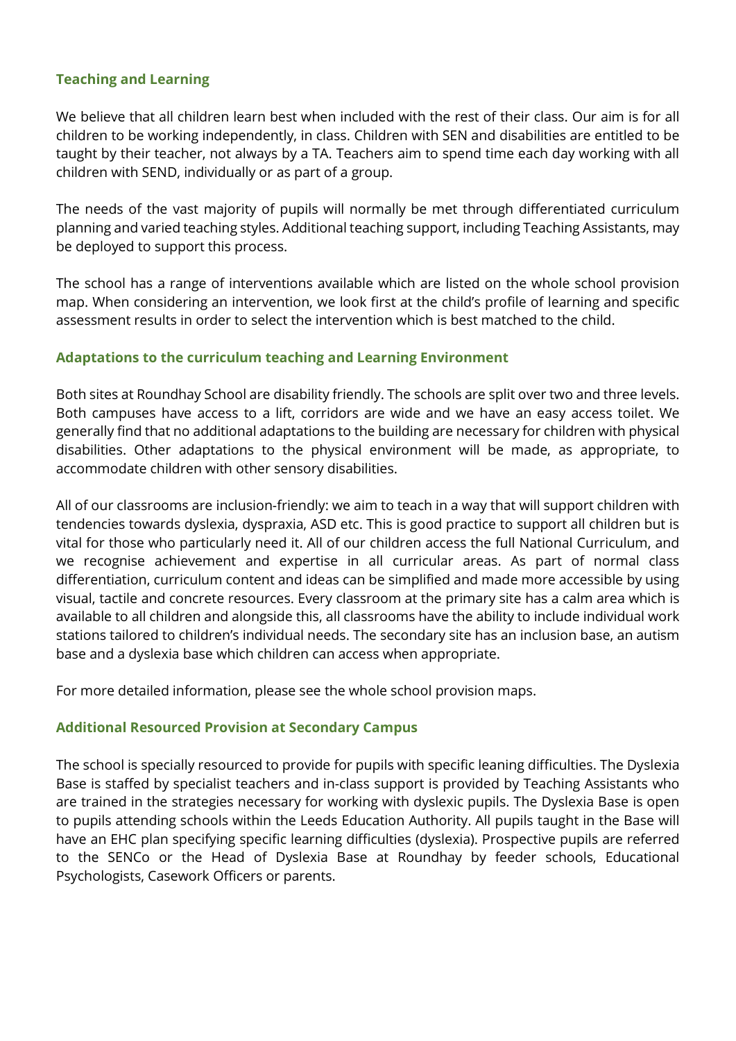### Teaching and Learning

We believe that all children learn best when included with the rest of their class. Our aim is for all children to be working independently, in class. Children with SEN and disabilities are entitled to be taught by their teacher, not always by a TA. Teachers aim to spend time each day working with all children with SEND, individually or as part of a group.

The needs of the vast majority of pupils will normally be met through differentiated curriculum planning and varied teaching styles. Additional teaching support, including Teaching Assistants, may be deployed to support this process.

The school has a range of interventions available which are listed on the whole school provision map. When considering an intervention, we look first at the child's profile of learning and specific assessment results in order to select the intervention which is best matched to the child.

### Adaptations to the curriculum teaching and Learning Environment

Both sites at Roundhay School are disability friendly. The schools are split over two and three levels. Both campuses have access to a lift, corridors are wide and we have an easy access toilet. We generally find that no additional adaptations to the building are necessary for children with physical disabilities. Other adaptations to the physical environment will be made, as appropriate, to accommodate children with other sensory disabilities.

All of our classrooms are inclusion-friendly: we aim to teach in a way that will support children with tendencies towards dyslexia, dyspraxia, ASD etc. This is good practice to support all children but is vital for those who particularly need it. All of our children access the full National Curriculum, and we recognise achievement and expertise in all curricular areas. As part of normal class differentiation, curriculum content and ideas can be simplified and made more accessible by using visual, tactile and concrete resources. Every classroom at the primary site has a calm area which is available to all children and alongside this, all classrooms have the ability to include individual work stations tailored to children's individual needs. The secondary site has an inclusion base, an autism base and a dyslexia base which children can access when appropriate.

For more detailed information, please see the whole school provision maps.

### Additional Resourced Provision at Secondary Campus

The school is specially resourced to provide for pupils with specific leaning difficulties. The Dyslexia Base is staffed by specialist teachers and in-class support is provided by Teaching Assistants who are trained in the strategies necessary for working with dyslexic pupils. The Dyslexia Base is open to pupils attending schools within the Leeds Education Authority. All pupils taught in the Base will have an EHC plan specifying specific learning difficulties (dyslexia). Prospective pupils are referred to the SENCo or the Head of Dyslexia Base at Roundhay by feeder schools, Educational Psychologists, Casework Officers or parents.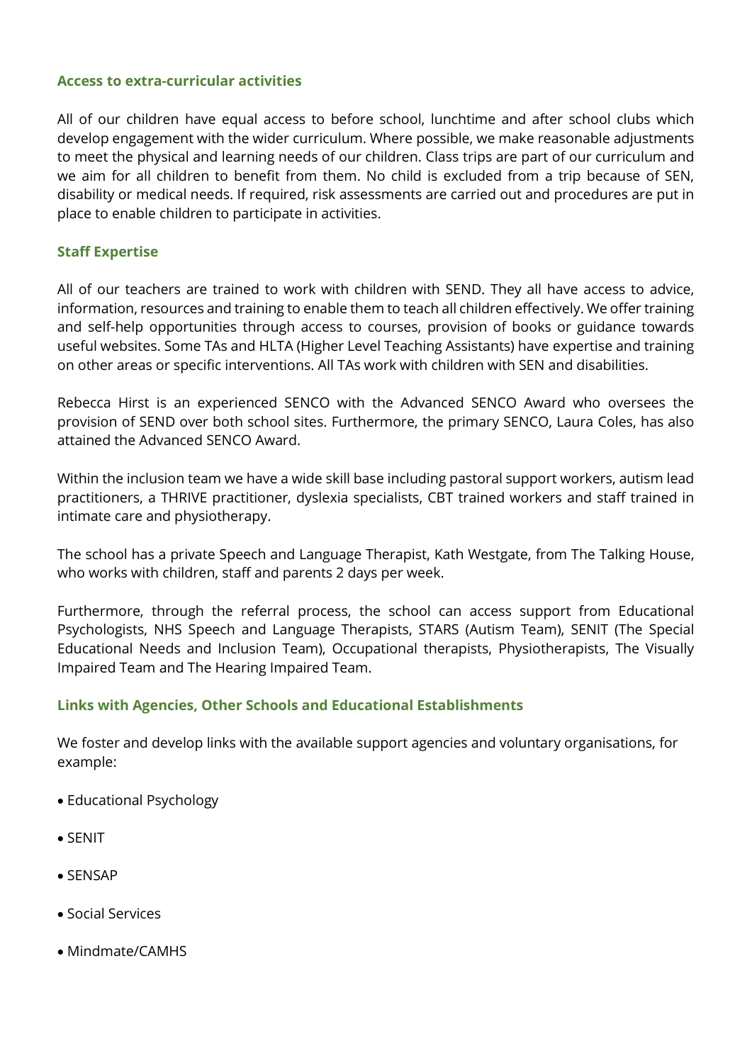### Access to extra-curricular activities

All of our children have equal access to before school, lunchtime and after school clubs which develop engagement with the wider curriculum. Where possible, we make reasonable adjustments to meet the physical and learning needs of our children. Class trips are part of our curriculum and we aim for all children to benefit from them. No child is excluded from a trip because of SEN, disability or medical needs. If required, risk assessments are carried out and procedures are put in place to enable children to participate in activities.

### Staff Expertise

All of our teachers are trained to work with children with SEND. They all have access to advice, information, resources and training to enable them to teach all children effectively. We offer training and self-help opportunities through access to courses, provision of books or guidance towards useful websites. Some TAs and HLTA (Higher Level Teaching Assistants) have expertise and training on other areas or specific interventions. All TAs work with children with SEN and disabilities.

Rebecca Hirst is an experienced SENCO with the Advanced SENCO Award who oversees the provision of SEND over both school sites. Furthermore, the primary SENCO, Laura Coles, has also attained the Advanced SENCO Award.

Within the inclusion team we have a wide skill base including pastoral support workers, autism lead practitioners, a THRIVE practitioner, dyslexia specialists, CBT trained workers and staff trained in intimate care and physiotherapy.

The school has a private Speech and Language Therapist, Kath Westgate, from The Talking House, who works with children, staff and parents 2 days per week.

Furthermore, through the referral process, the school can access support from Educational Psychologists, NHS Speech and Language Therapists, STARS (Autism Team), SENIT (The Special Educational Needs and Inclusion Team), Occupational therapists, Physiotherapists, The Visually Impaired Team and The Hearing Impaired Team.

### Links with Agencies, Other Schools and Educational Establishments

We foster and develop links with the available support agencies and voluntary organisations, for example:

- Educational Psychology
- SENIT
- SENSAP
- Social Services
- Mindmate/CAMHS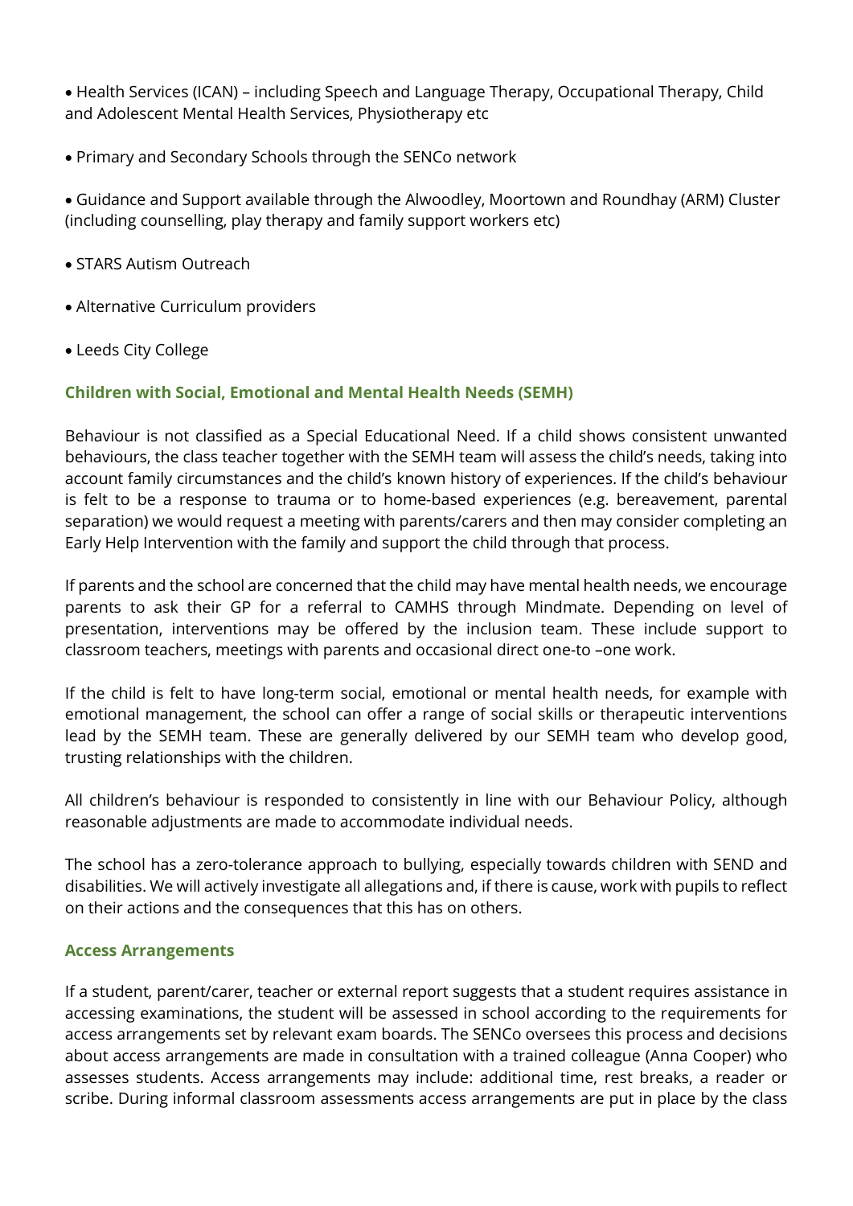- Health Services (ICAN) – including Speech and Language Therapy, Occupational Therapy, Child and Adolescent Mental Health Services, Physiotherapy etc
- Primary and Secondary Schools through the SENCo network
- Guidance and Support available through the Alwoodley, Moortown and Roundhay (ARM) Cluster (including counselling, play therapy and family support workers etc)
- STARS Autism Outreach
- Alternative Curriculum providers
- Leeds City College

### Children with Social, Emotional and Mental Health Needs (SEMH)

Behaviour is not classified as a Special Educational Need. If a child shows consistent unwanted behaviours, the class teacher together with the SEMH team will assess the child's needs, taking into account family circumstances and the child's known history of experiences. If the child's behaviour is felt to be a response to trauma or to home-based experiences (e.g. bereavement, parental separation) we would request a meeting with parents/carers and then may consider completing an Early Help Intervention with the family and support the child through that process.

If parents and the school are concerned that the child may have mental health needs, we encourage parents to ask their GP for a referral to CAMHS through Mindmate. Depending on level of presentation, interventions may be offered by the inclusion team. These include support to classroom teachers, meetings with parents and occasional direct one-to –one work.

If the child is felt to have long-term social, emotional or mental health needs, for example with emotional management, the school can offer a range of social skills or therapeutic interventions lead by the SEMH team. These are generally delivered by our SEMH team who develop good, trusting relationships with the children.

All children's behaviour is responded to consistently in line with our Behaviour Policy, although reasonable adjustments are made to accommodate individual needs.

The school has a zero-tolerance approach to bullying, especially towards children with SEND and disabilities. We will actively investigate all allegations and, if there is cause, work with pupils to reflect on their actions and the consequences that this has on others.

### Access Arrangements

If a student, parent/carer, teacher or external report suggests that a student requires assistance in accessing examinations, the student will be assessed in school according to the requirements for access arrangements set by relevant exam boards. The SENCo oversees this process and decisions about access arrangements are made in consultation with a trained colleague (Anna Cooper) who assesses students. Access arrangements may include: additional time, rest breaks, a reader or scribe. During informal classroom assessments access arrangements are put in place by the class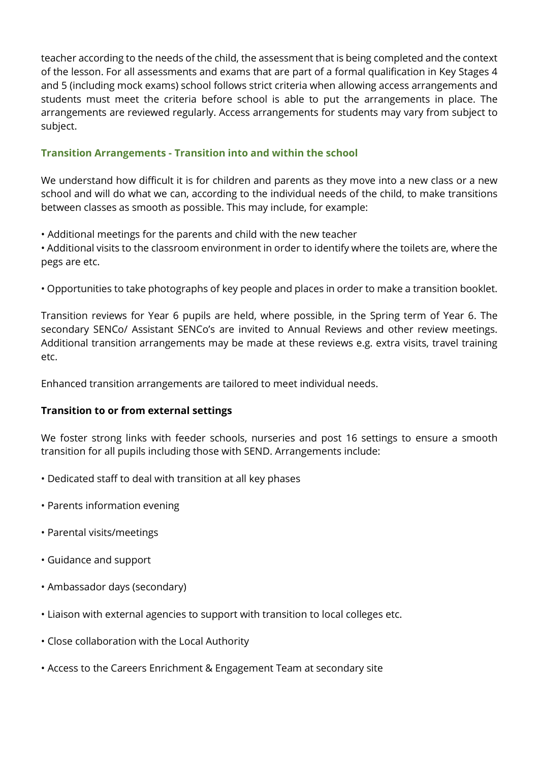teacher according to the needs of the child, the assessment that is being completed and the context of the lesson. For all assessments and exams that are part of a formal qualification in Key Stages 4 and 5 (including mock exams) school follows strict criteria when allowing access arrangements and students must meet the criteria before school is able to put the arrangements in place. The arrangements are reviewed regularly. Access arrangements for students may vary from subject to subject.

### Transition Arrangements - Transition into and within the school

We understand how difficult it is for children and parents as they move into a new class or a new school and will do what we can, according to the individual needs of the child, to make transitions between classes as smooth as possible. This may include, for example:

- Additional meetings for the parents and child with the new teacher
- Additional visits to the classroom environment in order to identify where the toilets are, where the pegs are etc.

- Opportunities to take photographs of key people and places in order to make a transition booklet.

Transition reviews for Year 6 pupils are held, where possible, in the Spring term of Year 6. The secondary SENCo/ Assistant SENCo's are invited to Annual Reviews and other review meetings. Additional transition arrangements may be made at these reviews e.g. extra visits, travel training etc.

Enhanced transition arrangements are tailored to meet individual needs.

**Transition to or from external settings**

We foster strong links with feeder schools, nurseries and post 16 settings to ensure a smooth transition for all pupils including those with SEND. Arrangements include:

- Dedicated staff to deal with transition at all key phases
- Parents information evening
- Parental visits/meetings
- Guidance and support
- Ambassador days (secondary)
- Liaison with external agencies to support with transition to local colleges etc.
- Close collaboration with the Local Authority
- Access to the Careers Enrichment & Engagement Team at secondary site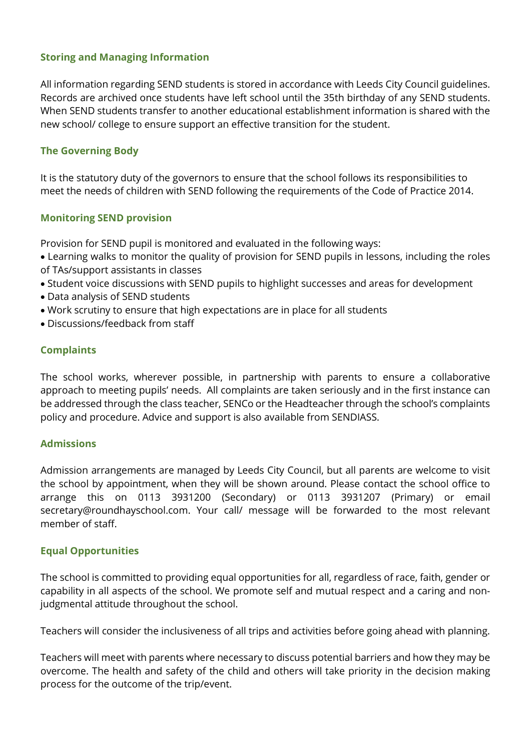### Storing and Managing Information

All information regarding SEND students is stored in accordance with Leeds City Council guidelines. Records are archived once students have left school until the 35th birthday of any SEND students. When SEND students transfer to another educational establishment information is shared with the new school/ college to ensure support an effective transition for the student.

### The Governing Body

It is the statutory duty of the governors to ensure that the school follows its responsibilities to meet the needs of children with SEND following the requirements of the Code of Practice 2014.

### Monitoring SEND provision

Provision for SEND pupil is monitored and evaluated in the following ways:

- Learning walks to monitor the quality of provision for SEND pupils in lessons, including the roles of TAs/support assistants in classes
- Student voice discussions with SEND pupils to highlight successes and areas for development
- Data analysis of SEND students
- Work scrutiny to ensure that high expectations are in place for all students
- Discussions/feedback from staff

### Complaints

The school works, wherever possible, in partnership with parents to ensure a collaborative approach to meeting pupils' needs. All complaints are taken seriously and in the first instance can be addressed through the class teacher, SENCo or the Headteacher through the school's complaints policy and procedure. Advice and support is also available from SENDIASS.

### Admissions

Admission arrangements are managed by Leeds City Council, but all parents are welcome to visit the school by appointment, when they will be shown around. Please contact the school office to arrange this on 0113 3931200 (Secondary) or 0113 3931207 (Primary) or email secretary@roundhayschool.com. Your call/ message will be forwarded to the most relevant member of staff.

### Equal Opportunities

The school is committed to providing equal opportunities for all, regardless of race, faith, gender or capability in all aspects of the school. We promote self and mutual respect and a caring and non-judgmental attitude throughout the school.

Teachers will consider the inclusiveness of all trips and activities before going ahead with planning.

Teachers will meet with parents where necessary to discuss potential barriers and how they may be overcome. The health and safety of the child and others will take priority in the decision making process for the outcome of the trip/event.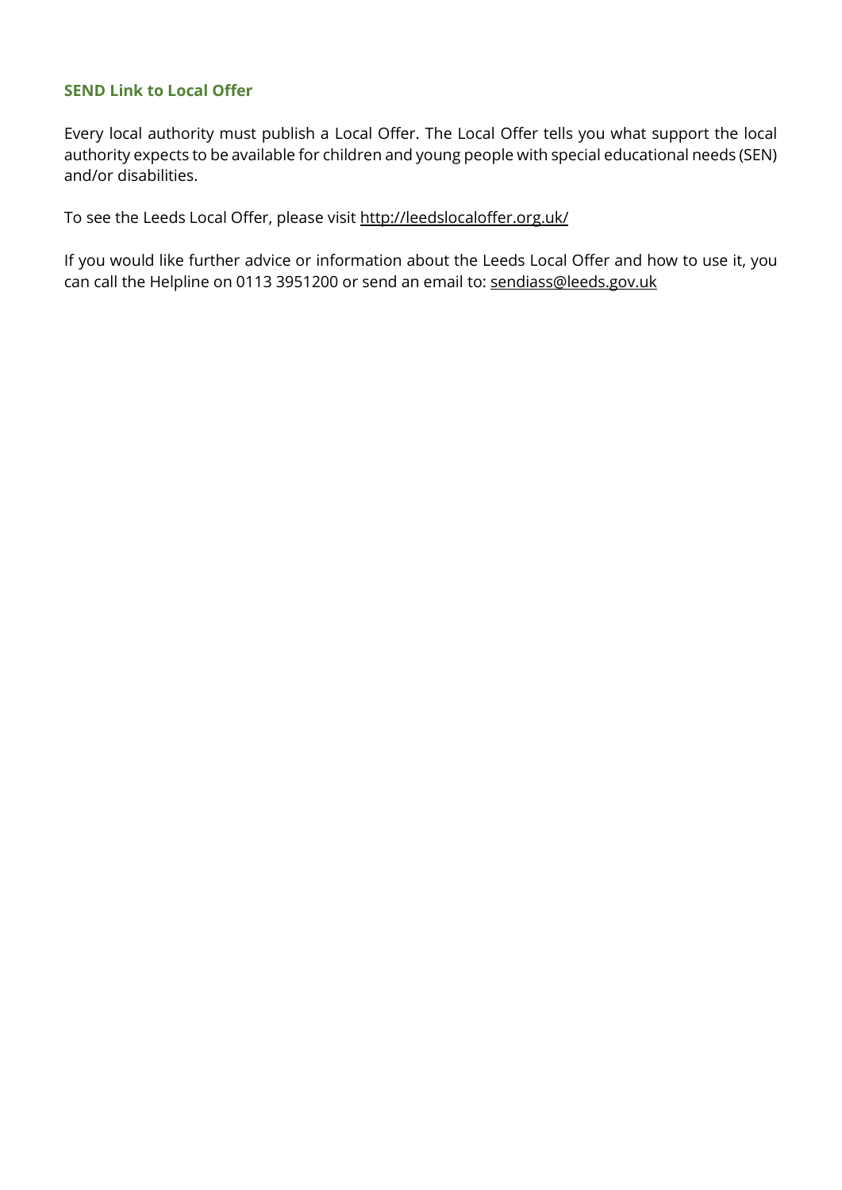### SEND Link to Local Offer

Every local authority must publish a Local Offer. The Local Offer tells you what support the local authority expects to be available for children and young people with special educational needs (SEN) and/or disabilities.

To see the Leeds Local Offer, please visit http://leedslocaloffer.org.uk/

If you would like further advice or information about the Leeds Local Offer and how to use it, you can call the Helpline on 0113 3951200 or send an email to: sendiass@leeds.gov.uk